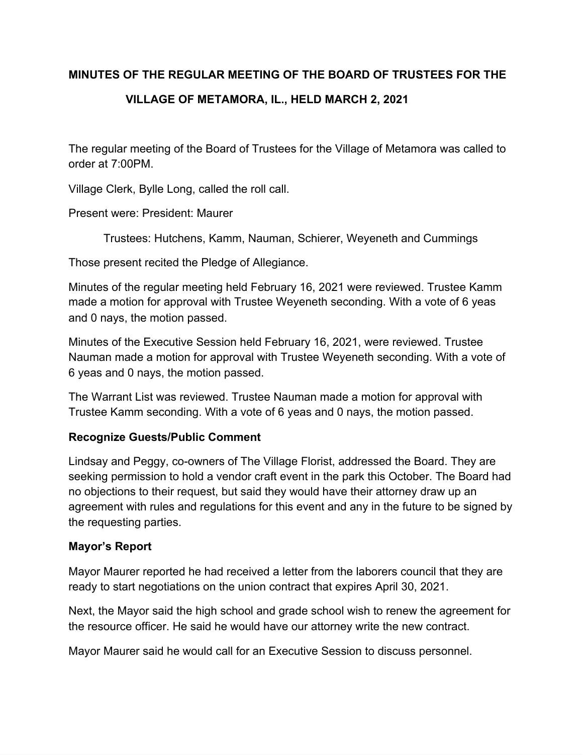# MINUTES OF THE REGULAR MEETING OF THE BOARD OF TRUSTEES FOR THE VILLAGE OF METAMORA, IL., HELD MARCH 2, 2021

The regular meeting of the Board of Trustees for the Village of Metamora was called to order at 7:00PM.

Village Clerk, Bylle Long, called the roll call.

Present were: President: Maurer

Trustees: Hutchens, Kamm, Nauman, Schierer, Weyeneth and Cummings

Those present recited the Pledge of Allegiance.

Minutes of the regular meeting held February 16, 2021 were reviewed. Trustee Kamm made a motion for approval with Trustee Weyeneth seconding. With a vote of 6 yeas and 0 nays, the motion passed.

Minutes of the Executive Session held February 16, 2021, were reviewed. Trustee Nauman made a motion for approval with Trustee Weyeneth seconding. With a vote of 6 yeas and 0 nays, the motion passed.

The Warrant List was reviewed. Trustee Nauman made a motion for approval with Trustee Kamm seconding. With a vote of 6 yeas and 0 nays, the motion passed.

**Recognize Guests/Public Comment**

Lindsay and Peggy, co-owners of The Village Florist, addressed the Board. They are seeking permission to hold a vendor craft event in the park this October. The Board had no objections to their request, but said they would have their attorney draw up an agreement with rules and regulations for this event and any in the future to be signed by the requesting parties.

**Mayor's Report**

Mayor Maurer reported he had received a letter from the laborers council that they are ready to start negotiations on the union contract that expires April 30, 2021.

Next, the Mayor said the high school and grade school wish to renew the agreement for the resource officer. He said he would have our attorney write the new contract.

Mayor Maurer said he would call for an Executive Session to discuss personnel.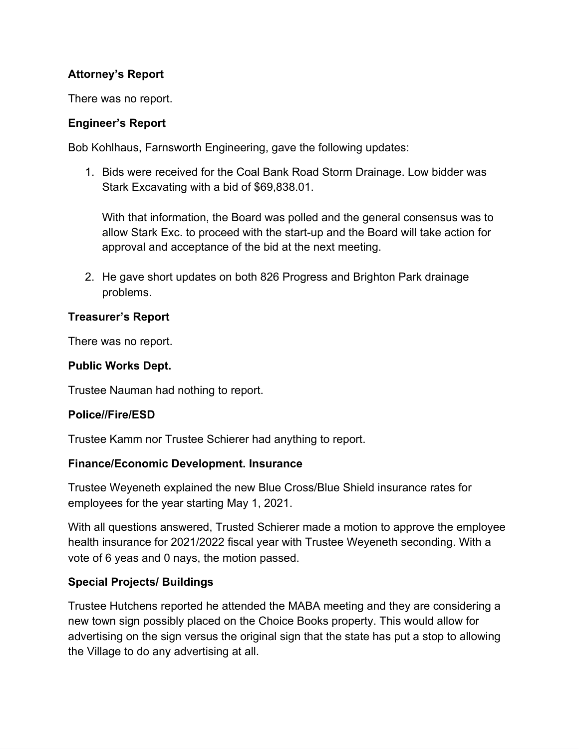**Attorney's Report**

There was no report.

**Engineer's Report**

Bob Kohlhaus, Farnsworth Engineering, gave the following updates:

1. Bids were received for the Coal Bank Road Storm Drainage. Low bidder was Stark Excavating with a bid of $69,838.01.

   With that information, the Board was polled and the general consensus was to allow Stark Exc. to proceed with the start-up and the Board will take action for approval and acceptance of the bid at the next meeting.

2. He gave short updates on both 826 Progress and Brighton Park drainage problems.

**Treasurer's Report**

There was no report.

**Public Works Dept.**

Trustee Nauman had nothing to report.

**Police//Fire/ESD**

Trustee Kamm nor Trustee Schierer had anything to report.

**Finance/Economic Development. Insurance**

Trustee Weyeneth explained the new Blue Cross/Blue Shield insurance rates for employees for the year starting May 1, 2021.

With all questions answered, Trusted Schierer made a motion to approve the employee health insurance for 2021/2022 fiscal year with Trustee Weyeneth seconding. With a vote of 6 yeas and 0 nays, the motion passed.

**Special Projects/ Buildings**

Trustee Hutchens reported he attended the MABA meeting and they are considering a new town sign possibly placed on the Choice Books property. This would allow for advertising on the sign versus the original sign that the state has put a stop to allowing the Village to do any advertising at all.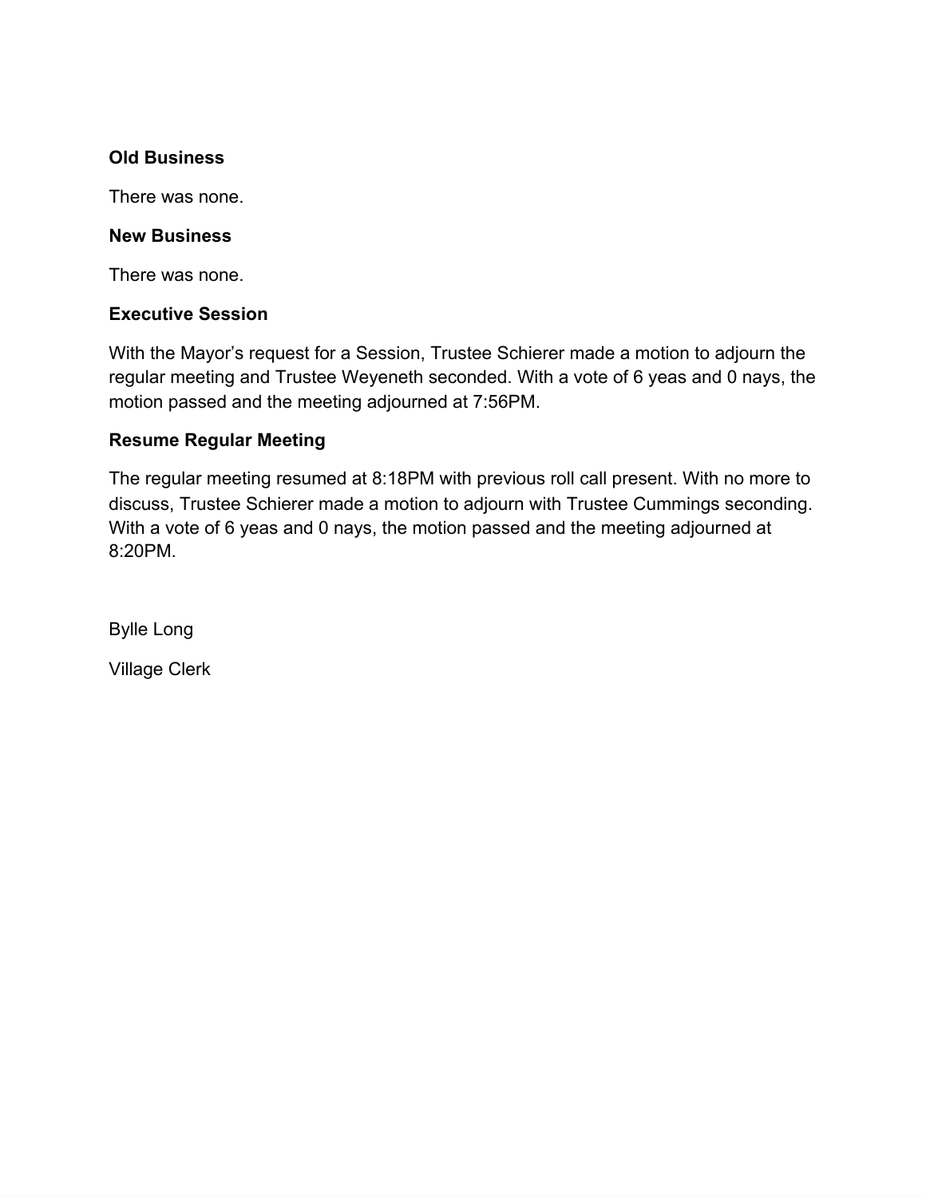**Old Business**

There was none.

**New Business**

There was none.

**Executive Session**

With the Mayor's request for a Session, Trustee Schierer made a motion to adjourn the regular meeting and Trustee Weyeneth seconded. With a vote of 6 yeas and 0 nays, the motion passed and the meeting adjourned at 7:56PM.

**Resume Regular Meeting**

The regular meeting resumed at 8:18PM with previous roll call present. With no more to discuss, Trustee Schierer made a motion to adjourn with Trustee Cummings seconding. With a vote of 6 yeas and 0 nays, the motion passed and the meeting adjourned at 8:20PM.

Bylle Long

Village Clerk